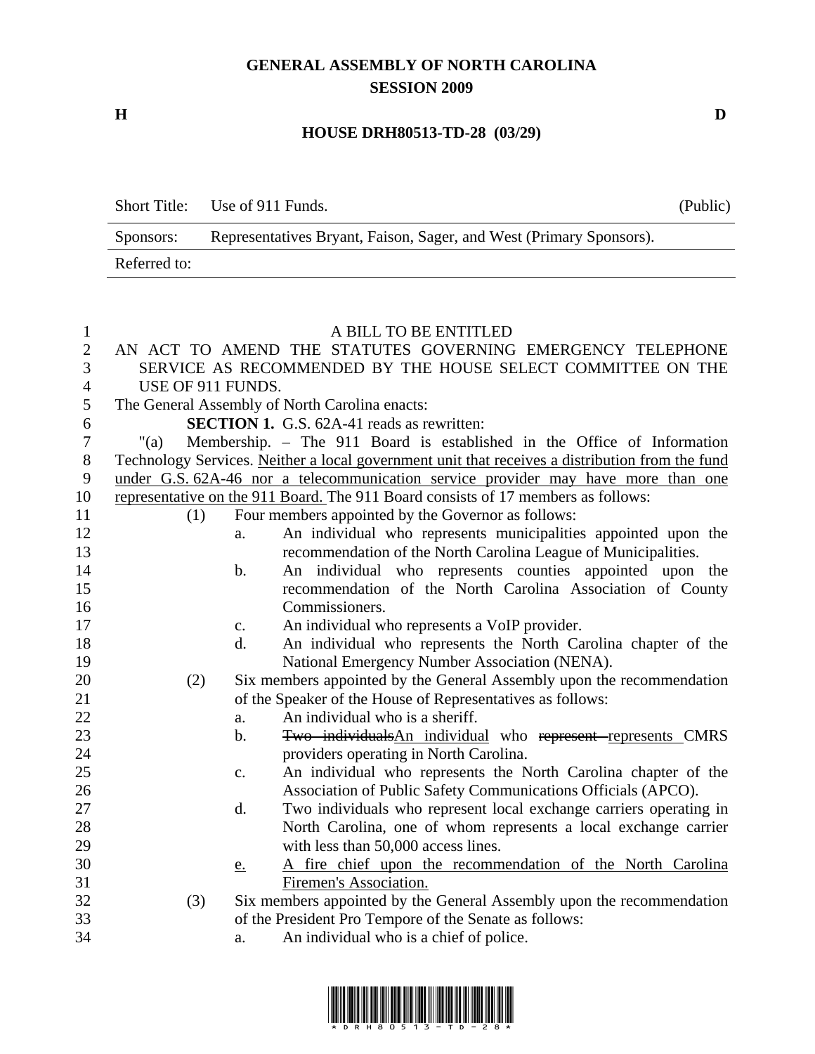**GENERAL ASSEMBLY OF NORTH CAROLINA**
**SESSION 2009**

**H** **D**

**HOUSE DRH80513-TD-28 (03/29)**

| Short Title: | Use of 911 Funds. | (Public) |
|---|---|---|
| Sponsors: | Representatives Bryant, Faison, Sager, and West (Primary Sponsors). | |
| Referred to: | | |

A BILL TO BE ENTITLED

AN ACT TO AMEND THE STATUTES GOVERNING EMERGENCY TELEPHONE SERVICE AS RECOMMENDED BY THE HOUSE SELECT COMMITTEE ON THE USE OF 911 FUNDS.

The General Assembly of North Carolina enacts:

**SECTION 1.** G.S. 62A-41 reads as rewritten:

"(a) Membership. – The 911 Board is established in the Office of Information Technology Services. <u>Neither a local government unit that receives a distribution from the fund under G.S. 62A-46 nor a telecommunication service provider may have more than one representative on the 911 Board.</u> The 911 Board consists of 17 members as follows:

(1) Four members appointed by the Governor as follows:
  a. An individual who represents municipalities appointed upon the recommendation of the North Carolina League of Municipalities.
  b. An individual who represents counties appointed upon the recommendation of the North Carolina Association of County Commissioners.
  c. An individual who represents a VoIP provider.
  d. An individual who represents the North Carolina chapter of the National Emergency Number Association (NENA).

(2) Six members appointed by the General Assembly upon the recommendation of the Speaker of the House of Representatives as follows:
  a. An individual who is a sheriff.
  b. ~~Two individuals~~<u>An individual</u> who ~~represent~~ <u>represents</u> CMRS providers operating in North Carolina.
  c. An individual who represents the North Carolina chapter of the Association of Public Safety Communications Officials (APCO).
  d. Two individuals who represent local exchange carriers operating in North Carolina, one of whom represents a local exchange carrier with less than 50,000 access lines.
  <u>e.</u> <u>A fire chief upon the recommendation of the North Carolina Firemen's Association.</u>

(3) Six members appointed by the General Assembly upon the recommendation of the President Pro Tempore of the Senate as follows:
  a. An individual who is a chief of police.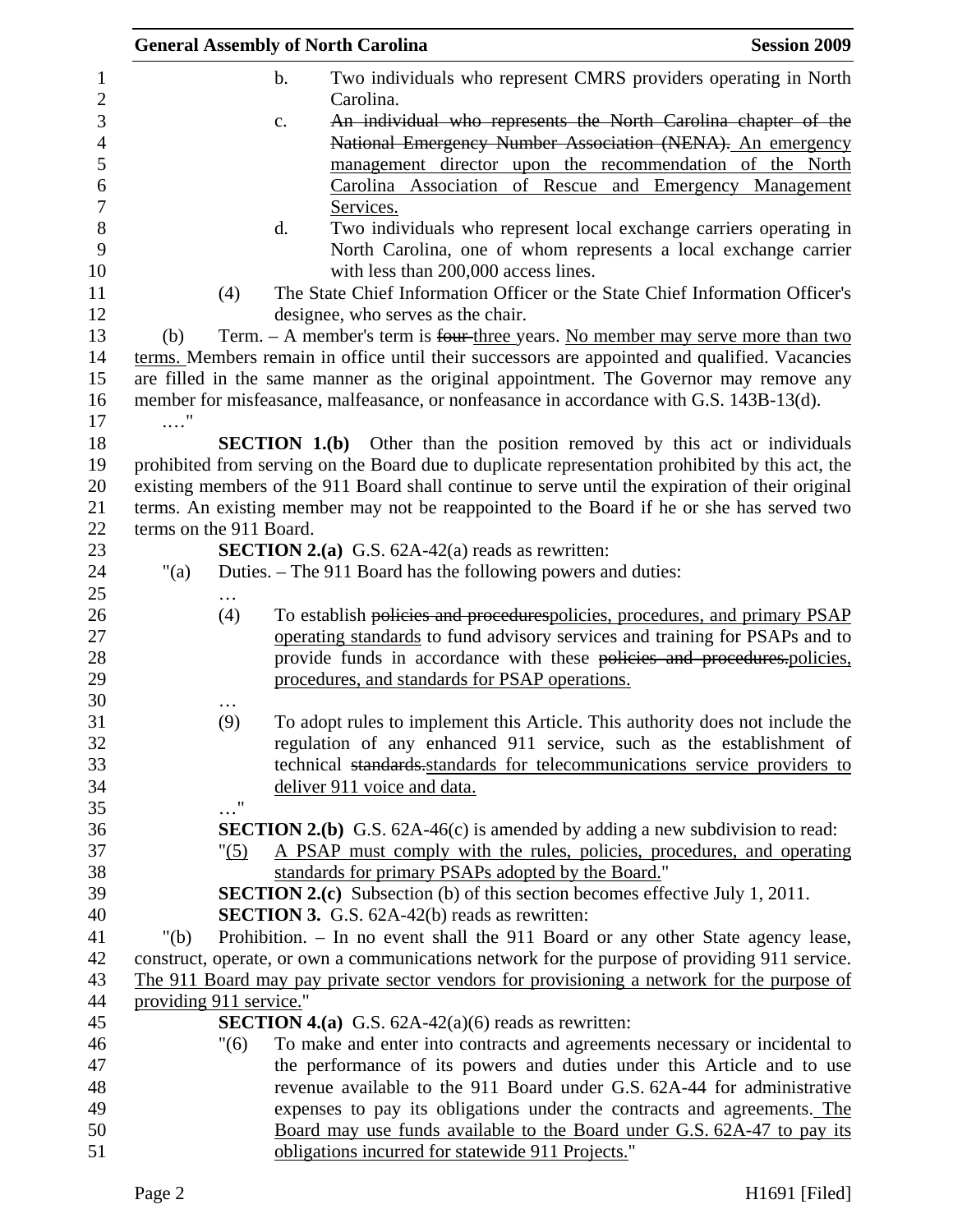b. Two individuals who represent CMRS providers operating in North Carolina.

c. ~~An individual who represents the North Carolina chapter of the National Emergency Number Association (NENA).~~ An emergency management director upon the recommendation of the North Carolina Association of Rescue and Emergency Management Services.

d. Two individuals who represent local exchange carriers operating in North Carolina, one of whom represents a local exchange carrier with less than 200,000 access lines.

(4) The State Chief Information Officer or the State Chief Information Officer's designee, who serves as the chair.

(b) Term. – A member's term is ~~four~~ three years. No member may serve more than two terms. Members remain in office until their successors are appointed and qualified. Vacancies are filled in the same manner as the original appointment. The Governor may remove any member for misfeasance, malfeasance, or nonfeasance in accordance with G.S. 143B-13(d).

…."

**SECTION 1.(b)** Other than the position removed by this act or individuals prohibited from serving on the Board due to duplicate representation prohibited by this act, the existing members of the 911 Board shall continue to serve until the expiration of their original terms. An existing member may not be reappointed to the Board if he or she has served two terms on the 911 Board.

**SECTION 2.(a)** G.S. 62A-42(a) reads as rewritten:

"(a) Duties. – The 911 Board has the following powers and duties:

…

(4) To establish ~~policies and procedures~~policies, procedures, and primary PSAP operating standards to fund advisory services and training for PSAPs and to provide funds in accordance with these ~~policies and procedures.~~policies, procedures, and standards for PSAP operations.

…

(9) To adopt rules to implement this Article. This authority does not include the regulation of any enhanced 911 service, such as the establishment of technical ~~standards.~~standards for telecommunications service providers to deliver 911 voice and data.

…"

**SECTION 2.(b)** G.S. 62A-46(c) is amended by adding a new subdivision to read:

"(5) A PSAP must comply with the rules, policies, procedures, and operating standards for primary PSAPs adopted by the Board."

**SECTION 2.(c)** Subsection (b) of this section becomes effective July 1, 2011.

**SECTION 3.** G.S. 62A-42(b) reads as rewritten:

"(b) Prohibition. – In no event shall the 911 Board or any other State agency lease, construct, operate, or own a communications network for the purpose of providing 911 service. The 911 Board may pay private sector vendors for provisioning a network for the purpose of providing 911 service."

**SECTION 4.(a)** G.S. 62A-42(a)(6) reads as rewritten:

"(6) To make and enter into contracts and agreements necessary or incidental to the performance of its powers and duties under this Article and to use revenue available to the 911 Board under G.S. 62A-44 for administrative expenses to pay its obligations under the contracts and agreements. The Board may use funds available to the Board under G.S. 62A-47 to pay its obligations incurred for statewide 911 Projects."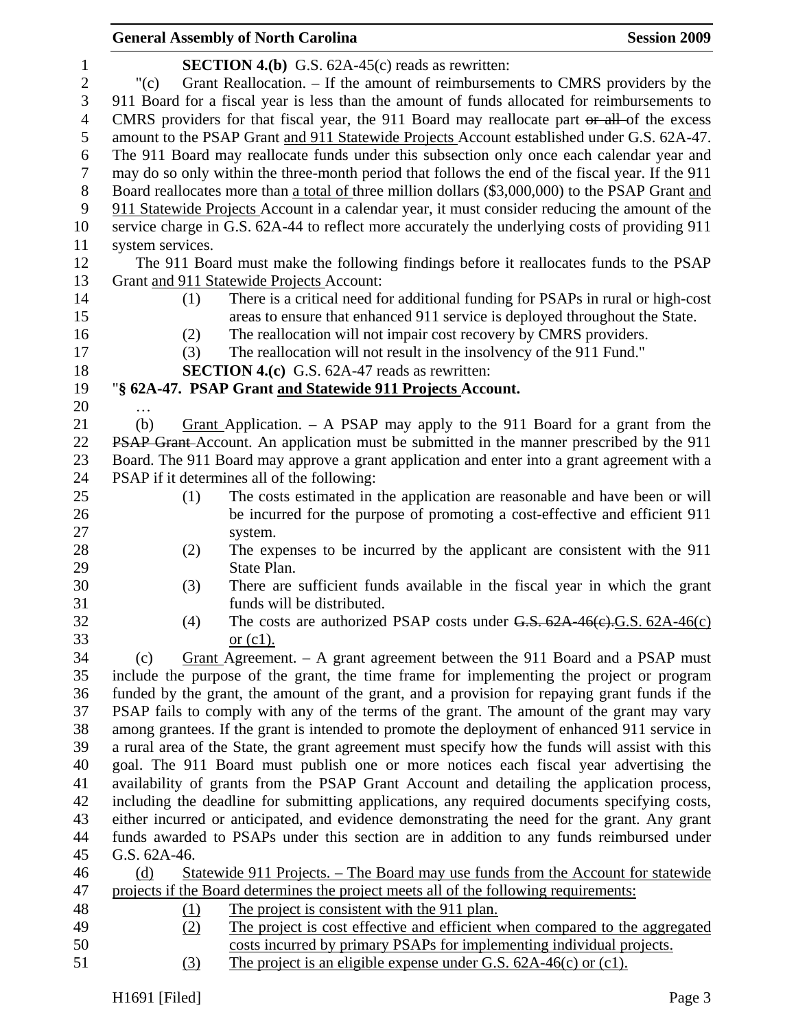**SECTION 4.(b)** G.S. 62A-45(c) reads as rewritten:

"(c) Grant Reallocation. – If the amount of reimbursements to CMRS providers by the 911 Board for a fiscal year is less than the amount of funds allocated for reimbursements to CMRS providers for that fiscal year, the 911 Board may reallocate part ~~or all~~ of the excess amount to the PSAP Grant <u>and 911 Statewide Projects</u> Account established under G.S. 62A-47. The 911 Board may reallocate funds under this subsection only once each calendar year and may do so only within the three-month period that follows the end of the fiscal year. If the 911 Board reallocates more than <u>a total of</u> three million dollars ($3,000,000) to the PSAP Grant <u>and 911 Statewide Projects</u> Account in a calendar year, it must consider reducing the amount of the service charge in G.S. 62A-44 to reflect more accurately the underlying costs of providing 911 system services.

The 911 Board must make the following findings before it reallocates funds to the PSAP Grant <u>and 911 Statewide Projects</u> Account:

(1) There is a critical need for additional funding for PSAPs in rural or high-cost areas to ensure that enhanced 911 service is deployed throughout the State.

(2) The reallocation will not impair cost recovery by CMRS providers.

(3) The reallocation will not result in the insolvency of the 911 Fund."

**SECTION 4.(c)** G.S. 62A-47 reads as rewritten:

"**§ 62A-47. PSAP Grant <u>and Statewide 911 Projects</u> Account.**

…

(b) <u>Grant</u> Application. – A PSAP may apply to the 911 Board for a grant from the ~~PSAP Grant~~ Account. An application must be submitted in the manner prescribed by the 911 Board. The 911 Board may approve a grant application and enter into a grant agreement with a PSAP if it determines all of the following:

(1) The costs estimated in the application are reasonable and have been or will be incurred for the purpose of promoting a cost-effective and efficient 911 system.

(2) The expenses to be incurred by the applicant are consistent with the 911 State Plan.

(3) There are sufficient funds available in the fiscal year in which the grant funds will be distributed.

(4) The costs are authorized PSAP costs under ~~G.S. 62A-46(c).~~<u>G.S. 62A-46(c) or (c1).</u>

(c) <u>Grant</u> Agreement. – A grant agreement between the 911 Board and a PSAP must include the purpose of the grant, the time frame for implementing the project or program funded by the grant, the amount of the grant, and a provision for repaying grant funds if the PSAP fails to comply with any of the terms of the grant. The amount of the grant may vary among grantees. If the grant is intended to promote the deployment of enhanced 911 service in a rural area of the State, the grant agreement must specify how the funds will assist with this goal. The 911 Board must publish one or more notices each fiscal year advertising the availability of grants from the PSAP Grant Account and detailing the application process, including the deadline for submitting applications, any required documents specifying costs, either incurred or anticipated, and evidence demonstrating the need for the grant. Any grant funds awarded to PSAPs under this section are in addition to any funds reimbursed under G.S. 62A-46.

<u>(d) Statewide 911 Projects. – The Board may use funds from the Account for statewide projects if the Board determines the project meets all of the following requirements:</u>

<u>(1) The project is consistent with the 911 plan.</u>

<u>(2) The project is cost effective and efficient when compared to the aggregated costs incurred by primary PSAPs for implementing individual projects.</u>

<u>(3) The project is an eligible expense under G.S. 62A-46(c) or (c1).</u>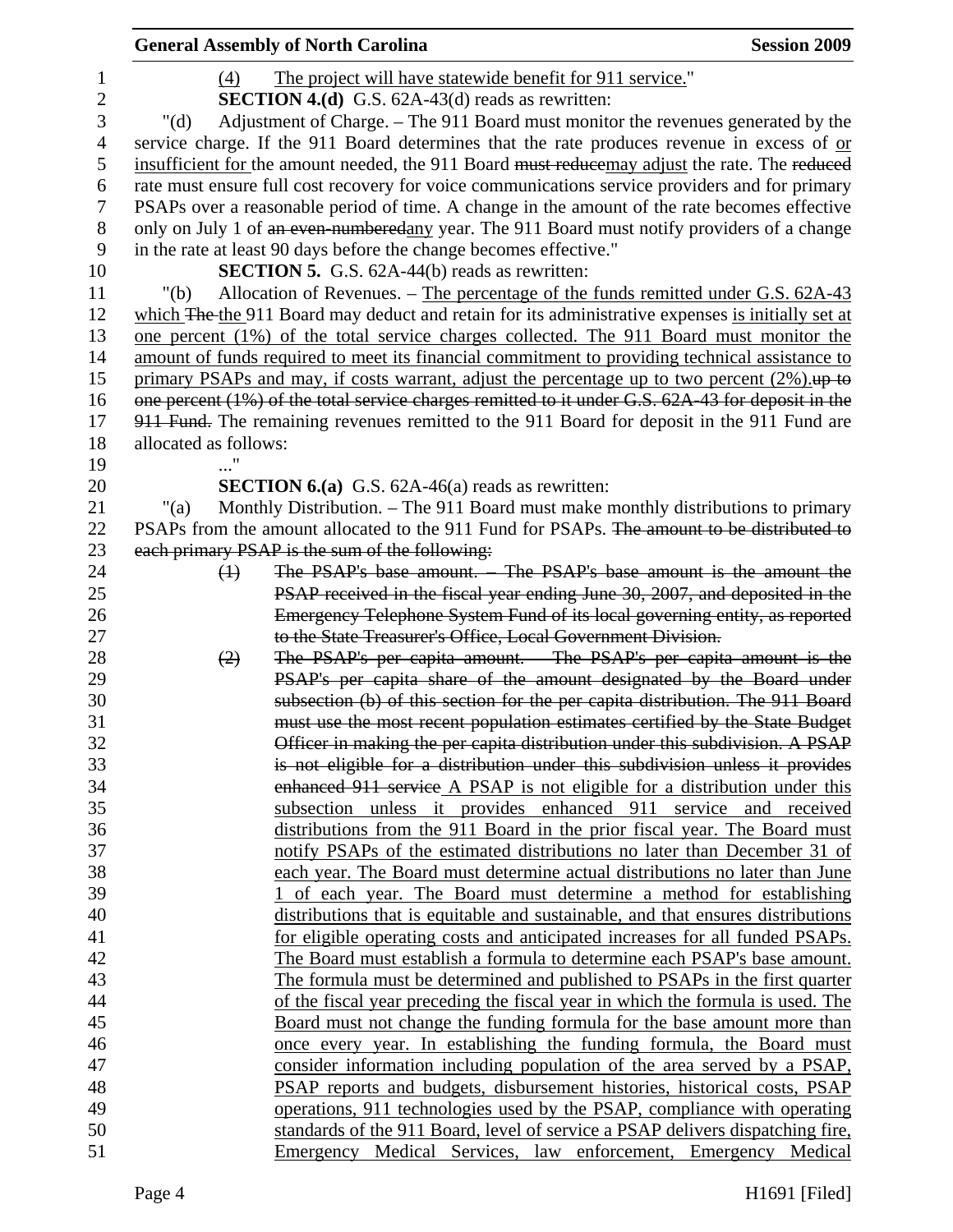(4) <u>The project will have statewide benefit for 911 service.</u>"

**SECTION 4.(d)** G.S. 62A-43(d) reads as rewritten:

"(d) Adjustment of Charge. – The 911 Board must monitor the revenues generated by the service charge. If the 911 Board determines that the rate produces revenue in excess of <u>or insufficient for</u> the amount needed, the 911 Board ~~must reduce~~<u>may adjust</u> the rate. The ~~reduced~~ rate must ensure full cost recovery for voice communications service providers and for primary PSAPs over a reasonable period of time. A change in the amount of the rate becomes effective only on July 1 of ~~an even-numbered~~<u>any</u> year. The 911 Board must notify providers of a change in the rate at least 90 days before the change becomes effective."

**SECTION 5.** G.S. 62A-44(b) reads as rewritten:

"(b) Allocation of Revenues. – <u>The percentage of the funds remitted under G.S. 62A-43 which</u> ~~The~~ the 911 Board may deduct and retain for its administrative expenses <u>is initially set at one percent (1%) of the total service charges collected. The 911 Board must monitor the amount of funds required to meet its financial commitment to providing technical assistance to primary PSAPs and may, if costs warrant, adjust the percentage up to two percent (2%).</u>~~up to one percent (1%) of the total service charges remitted to it under G.S. 62A-43 for deposit in the 911 Fund.~~ The remaining revenues remitted to the 911 Board for deposit in the 911 Fund are allocated as follows:

..."

**SECTION 6.(a)** G.S. 62A-46(a) reads as rewritten:

"(a) Monthly Distribution. – The 911 Board must make monthly distributions to primary PSAPs from the amount allocated to the 911 Fund for PSAPs. ~~The amount to be distributed to each primary PSAP is the sum of the following:~~

~~(1) The PSAP's base amount. – The PSAP's base amount is the amount the PSAP received in the fiscal year ending June 30, 2007, and deposited in the Emergency Telephone System Fund of its local governing entity, as reported to the State Treasurer's Office, Local Government Division.~~

~~(2) The PSAP's per capita amount. – The PSAP's per capita amount is the PSAP's per capita share of the amount designated by the Board under subsection (b) of this section for the per capita distribution. The 911 Board must use the most recent population estimates certified by the State Budget Officer in making the per capita distribution under this subdivision. A PSAP is not eligible for a distribution under this subdivision unless it provides enhanced 911 service~~ <u>A PSAP is not eligible for a distribution under this subsection unless it provides enhanced 911 service and received distributions from the 911 Board in the prior fiscal year. The Board must notify PSAPs of the estimated distributions no later than December 31 of each year. The Board must determine actual distributions no later than June 1 of each year. The Board must determine a method for establishing distributions that is equitable and sustainable, and that ensures distributions for eligible operating costs and anticipated increases for all funded PSAPs. The Board must establish a formula to determine each PSAP's base amount. The formula must be determined and published to PSAPs in the first quarter of the fiscal year preceding the fiscal year in which the formula is used. The Board must not change the funding formula for the base amount more than once every year. In establishing the funding formula, the Board must consider information including population of the area served by a PSAP, PSAP reports and budgets, disbursement histories, historical costs, PSAP operations, 911 technologies used by the PSAP, compliance with operating standards of the 911 Board, level of service a PSAP delivers dispatching fire, Emergency Medical Services, law enforcement, Emergency Medical</u>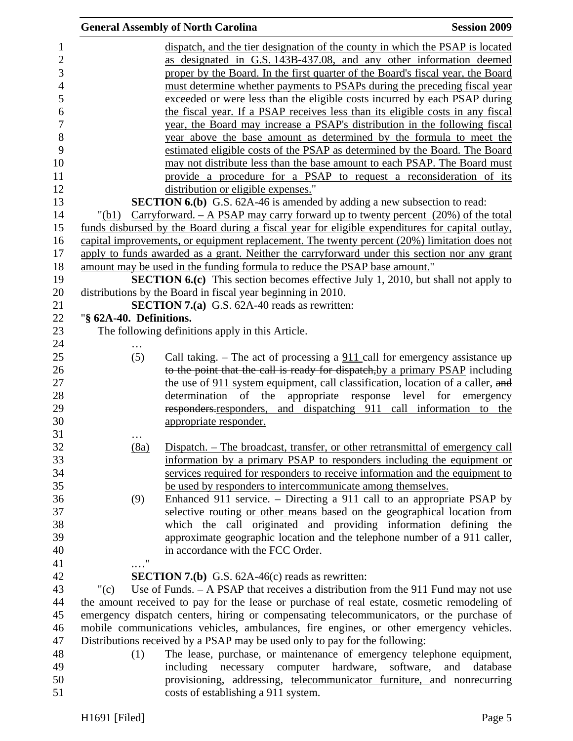dispatch, and the tier designation of the county in which the PSAP is located as designated in G.S. 143B-437.08, and any other information deemed proper by the Board. In the first quarter of the Board's fiscal year, the Board must determine whether payments to PSAPs during the preceding fiscal year exceeded or were less than the eligible costs incurred by each PSAP during the fiscal year. If a PSAP receives less than its eligible costs in any fiscal year, the Board may increase a PSAP's distribution in the following fiscal year above the base amount as determined by the formula to meet the estimated eligible costs of the PSAP as determined by the Board. The Board may not distribute less than the base amount to each PSAP. The Board must provide a procedure for a PSAP to request a reconsideration of its distribution or eligible expenses."

**SECTION 6.(b)** G.S. 62A-46 is amended by adding a new subsection to read:

"(b1) Carryforward. – A PSAP may carry forward up to twenty percent (20%) of the total funds disbursed by the Board during a fiscal year for eligible expenditures for capital outlay, capital improvements, or equipment replacement. The twenty percent (20%) limitation does not apply to funds awarded as a grant. Neither the carryforward under this section nor any grant amount may be used in the funding formula to reduce the PSAP base amount."

**SECTION 6.(c)** This section becomes effective July 1, 2010, but shall not apply to distributions by the Board in fiscal year beginning in 2010.

**SECTION 7.(a)** G.S. 62A-40 reads as rewritten:

"**§ 62A-40. Definitions.**

The following definitions apply in this Article.

…

(5) Call taking. – The act of processing a 911 call for emergency assistance ~~up to the point that the call is ready for dispatch,~~by a primary PSAP including the use of 911 system equipment, call classification, location of a caller, ~~and~~ determination of the appropriate response level for emergency ~~responders.~~responders, and dispatching 911 call information to the appropriate responder.

…

(8a) Dispatch. – The broadcast, transfer, or other retransmittal of emergency call information by a primary PSAP to responders including the equipment or services required for responders to receive information and the equipment to be used by responders to intercommunicate among themselves.

(9) Enhanced 911 service. – Directing a 911 call to an appropriate PSAP by selective routing or other means based on the geographical location from which the call originated and providing information defining the approximate geographic location and the telephone number of a 911 caller, in accordance with the FCC Order.

…."

**SECTION 7.(b)** G.S. 62A-46(c) reads as rewritten:

"(c) Use of Funds. – A PSAP that receives a distribution from the 911 Fund may not use the amount received to pay for the lease or purchase of real estate, cosmetic remodeling of emergency dispatch centers, hiring or compensating telecommunicators, or the purchase of mobile communications vehicles, ambulances, fire engines, or other emergency vehicles. Distributions received by a PSAP may be used only to pay for the following:

(1) The lease, purchase, or maintenance of emergency telephone equipment, including necessary computer hardware, software, and database provisioning, addressing, telecommunicator furniture, and nonrecurring costs of establishing a 911 system.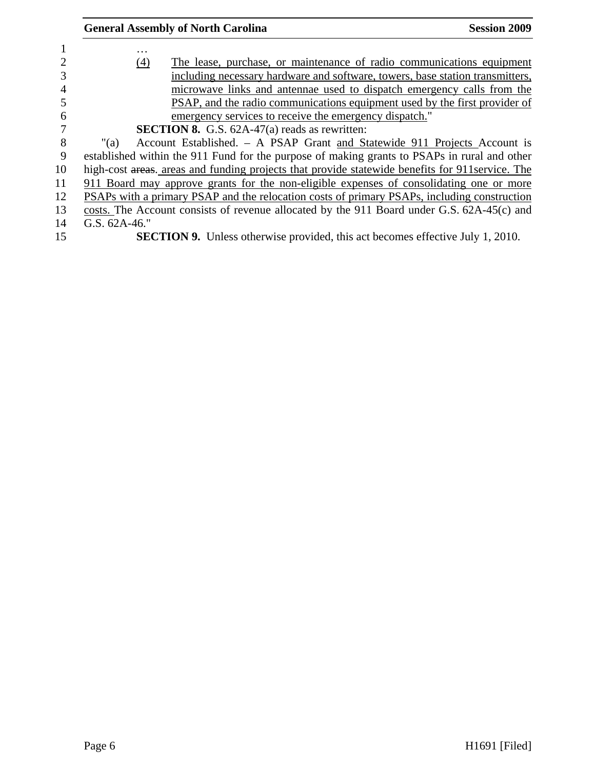…

(4) The lease, purchase, or maintenance of radio communications equipment including necessary hardware and software, towers, base station transmitters, microwave links and antennae used to dispatch emergency calls from the PSAP, and the radio communications equipment used by the first provider of emergency services to receive the emergency dispatch."

**SECTION 8.** G.S. 62A-47(a) reads as rewritten:

"(a) Account Established. – A PSAP Grant and Statewide 911 Projects Account is established within the 911 Fund for the purpose of making grants to PSAPs in rural and other high-cost ~~areas.~~ areas and funding projects that provide statewide benefits for 911service. The 911 Board may approve grants for the non-eligible expenses of consolidating one or more PSAPs with a primary PSAP and the relocation costs of primary PSAPs, including construction costs. The Account consists of revenue allocated by the 911 Board under G.S. 62A-45(c) and G.S. 62A-46."

**SECTION 9.** Unless otherwise provided, this act becomes effective July 1, 2010.